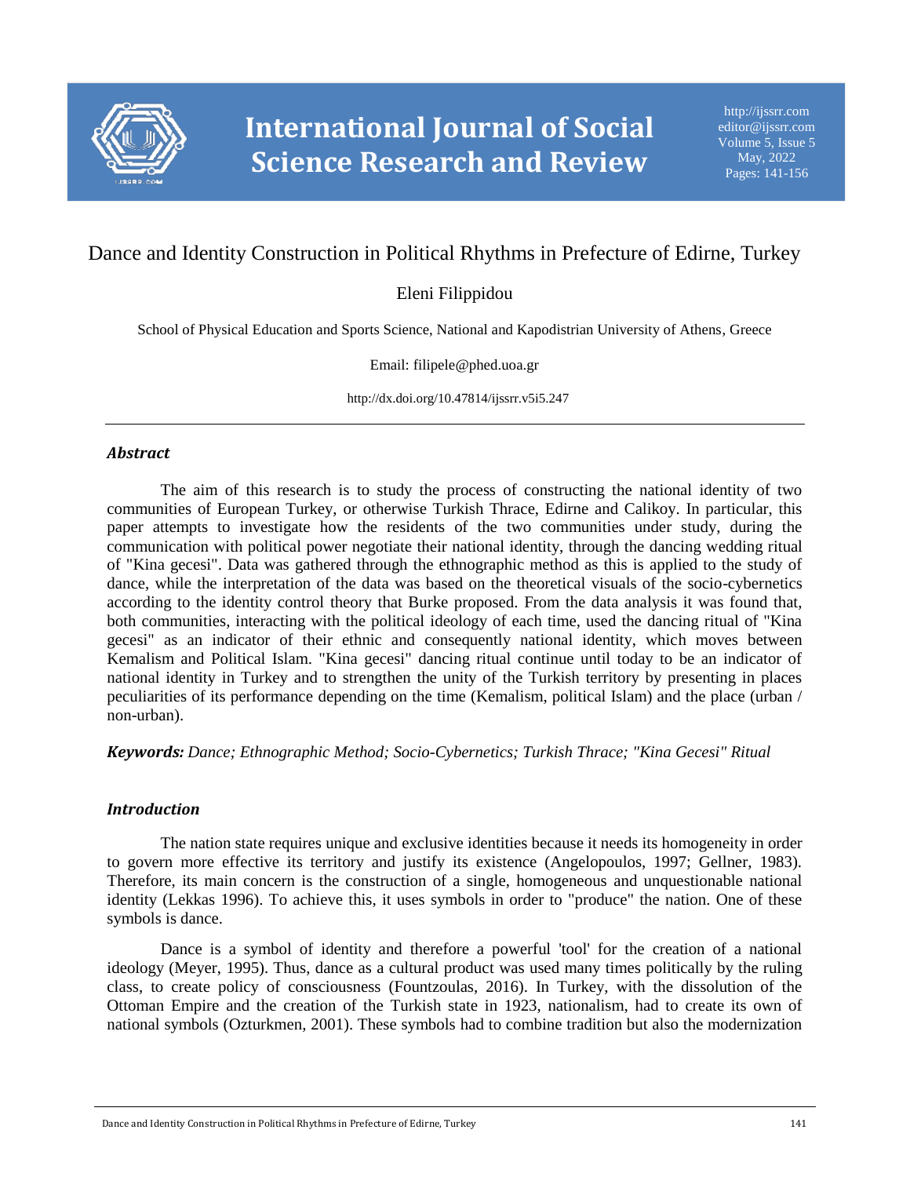# Dance and Identity Construction in Political Rhythms in Prefecture of Edirne, Turkey

Eleni Filippidou

School of Physical Education and Sports Science, National and Kapodistrian University of Athens, Greece

Email: filipele@phed.uoa.gr

http://dx.doi.org/10.47814/ijssrr.v5i5.247

## *Abstract*

The aim of this research is to study the process of constructing the national identity of two communities of European Turkey, or otherwise Turkish Thrace, Edirne and Calikoy. In particular, this paper attempts to investigate how the residents of the two communities under study, during the communication with political power negotiate their national identity, through the dancing wedding ritual of "Kina gecesi". Data was gathered through the ethnographic method as this is applied to the study of dance, while the interpretation of the data was based on the theoretical visuals of the socio-cybernetics according to the identity control theory that Burke proposed. From the data analysis it was found that, both communities, interacting with the political ideology of each time, used the dancing ritual of "Kina gecesi" as an indicator of their ethnic and consequently national identity, which moves between Kemalism and Political Islam. "Kina gecesi" dancing ritual continue until today to be an indicator of national identity in Turkey and to strengthen the unity of the Turkish territory by presenting in places peculiarities of its performance depending on the time (Kemalism, political Islam) and the place (urban / non-urban).

***Keywords:*** *Dance; Ethnographic Method; Socio-Cybernetics; Turkish Thrace; "Kina Gecesi" Ritual*

## *Introduction*

The nation state requires unique and exclusive identities because it needs its homogeneity in order to govern more effective its territory and justify its existence (Angelopoulos, 1997; Gellner, 1983). Therefore, its main concern is the construction of a single, homogeneous and unquestionable national identity (Lekkas 1996). To achieve this, it uses symbols in order to "produce" the nation. One of these symbols is dance.

Dance is a symbol of identity and therefore a powerful 'tool' for the creation of a national ideology (Meyer, 1995). Thus, dance as a cultural product was used many times politically by the ruling class, to create policy of consciousness (Fountzoulas, 2016). In Turkey, with the dissolution of the Ottoman Empire and the creation of the Turkish state in 1923, nationalism, had to create its own of national symbols (Ozturkmen, 2001). These symbols had to combine tradition but also the modernization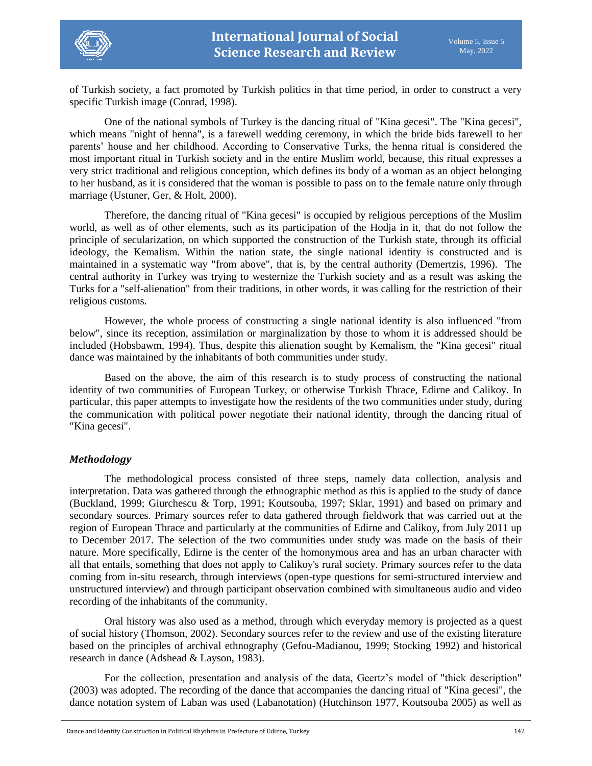of Turkish society, a fact promoted by Turkish politics in that time period, in order to construct a very specific Turkish image (Conrad, 1998).

One of the national symbols of Turkey is the dancing ritual of "Kina gecesi". The "Kina gecesi", which means "night of henna", is a farewell wedding ceremony, in which the bride bids farewell to her parents' house and her childhood. According to Conservative Turks, the henna ritual is considered the most important ritual in Turkish society and in the entire Muslim world, because, this ritual expresses a very strict traditional and religious conception, which defines its body of a woman as an object belonging to her husband, as it is considered that the woman is possible to pass on to the female nature only through marriage (Ustuner, Ger, & Holt, 2000).

Therefore, the dancing ritual of "Kina gecesi" is occupied by religious perceptions of the Muslim world, as well as of other elements, such as its participation of the Hodja in it, that do not follow the principle of secularization, on which supported the construction of the Turkish state, through its official ideology, the Kemalism. Within the nation state, the single national identity is constructed and is maintained in a systematic way "from above", that is, by the central authority (Demertzis, 1996). The central authority in Turkey was trying to westernize the Turkish society and as a result was asking the Turks for a "self-alienation" from their traditions, in other words, it was calling for the restriction of their religious customs.

However, the whole process of constructing a single national identity is also influenced "from below", since its reception, assimilation or marginalization by those to whom it is addressed should be included (Hobsbawm, 1994). Thus, despite this alienation sought by Kemalism, the "Kina gecesi" ritual dance was maintained by the inhabitants of both communities under study.

Based on the above, the aim of this research is to study process of constructing the national identity of two communities of European Turkey, or otherwise Turkish Thrace, Edirne and Calikoy. In particular, this paper attempts to investigate how the residents of the two communities under study, during the communication with political power negotiate their national identity, through the dancing ritual of "Kina gecesi".

### *Methodology*

The methodological process consisted of three steps, namely data collection, analysis and interpretation. Data was gathered through the ethnographic method as this is applied to the study of dance (Buckland, 1999; Giurchescu & Torp, 1991; Koutsouba, 1997; Sklar, 1991) and based on primary and secondary sources. Primary sources refer to data gathered through fieldwork that was carried out at the region of European Thrace and particularly at the communities of Edirne and Calikoy, from July 2011 up to December 2017. The selection of the two communities under study was made on the basis of their nature. More specifically, Edirne is the center of the homonymous area and has an urban character with all that entails, something that does not apply to Calikoy's rural society. Primary sources refer to the data coming from in-situ research, through interviews (open-type questions for semi-structured interview and unstructured interview) and through participant observation combined with simultaneous audio and video recording of the inhabitants of the community.

Oral history was also used as a method, through which everyday memory is projected as a quest of social history (Thomson, 2002). Secondary sources refer to the review and use of the existing literature based on the principles of archival ethnography (Gefou-Madianou, 1999; Stocking 1992) and historical research in dance (Adshead & Layson, 1983).

For the collection, presentation and analysis of the data, Geertz's model of "thick description" (2003) was adopted. The recording of the dance that accompanies the dancing ritual of "Kina gecesi", the dance notation system of Laban was used (Labanotation) (Hutchinson 1977, Koutsouba 2005) as well as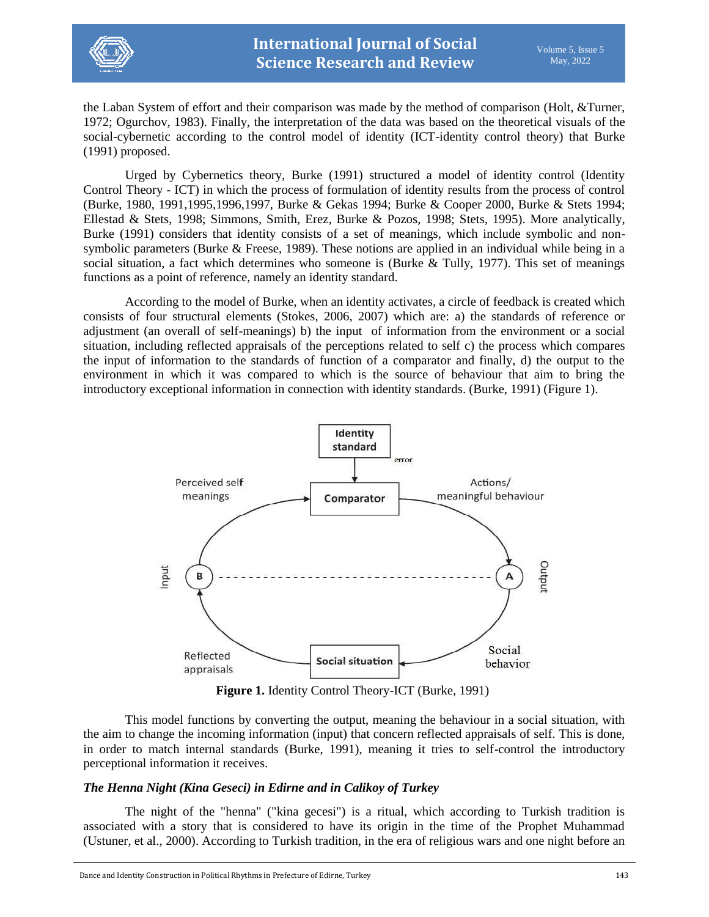the Laban System of effort and their comparison was made by the method of comparison (Holt, &Turner, 1972; Ogurchov, 1983). Finally, the interpretation of the data was based on the theoretical visuals of the social-cybernetic according to the control model of identity (ICT-identity control theory) that Burke (1991) proposed.

Urged by Cybernetics theory, Burke (1991) structured a model of identity control (Identity Control Theory - ICT) in which the process of formulation of identity results from the process of control (Burke, 1980, 1991,1995,1996,1997, Burke & Gekas 1994; Burke & Cooper 2000, Burke & Stets 1994; Ellestad & Stets, 1998; Simmons, Smith, Erez, Burke & Pozos, 1998; Stets, 1995). More analytically, Burke (1991) considers that identity consists of a set of meanings, which include symbolic and non-symbolic parameters (Burke & Freese, 1989). These notions are applied in an individual while being in a social situation, a fact which determines who someone is (Burke & Tully, 1977). This set of meanings functions as a point of reference, namely an identity standard.

According to the model of Burke, when an identity activates, a circle of feedback is created which consists of four structural elements (Stokes, 2006, 2007) which are: a) the standards of reference or adjustment (an overall of self-meanings) b) the input of information from the environment or a social situation, including reflected appraisals of the perceptions related to self c) the process which compares the input of information to the standards of function of a comparator and finally, d) the output to the environment in which it was compared to which is the source of behaviour that aim to bring the introductory exceptional information in connection with identity standards. (Burke, 1991) (Figure 1).

**Figure 1.** Identity Control Theory-ICT (Burke, 1991)

This model functions by converting the output, meaning the behaviour in a social situation, with the aim to change the incoming information (input) that concern reflected appraisals of self. This is done, in order to match internal standards (Burke, 1991), meaning it tries to self-control the introductory perceptional information it receives.

### *The Henna Night (Kina Geseci) in Edirne and in Calikoy of Turkey*

The night of the "henna" ("kina gecesi") is a ritual, which according to Turkish tradition is associated with a story that is considered to have its origin in the time of the Prophet Muhammad (Ustuner, et al., 2000). According to Turkish tradition, in the era of religious wars and one night before an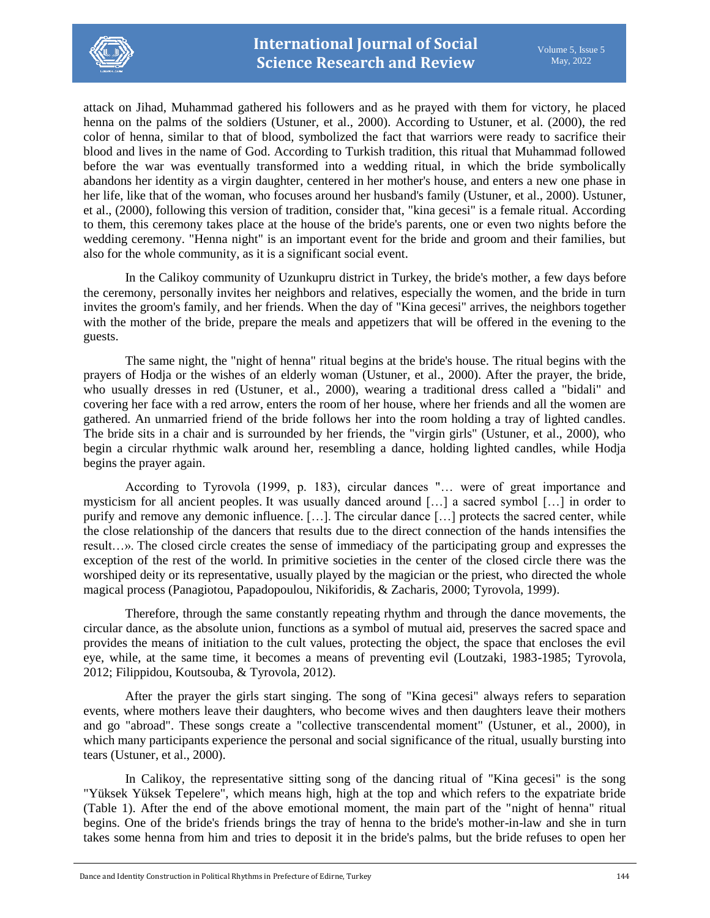attack on Jihad, Muhammad gathered his followers and as he prayed with them for victory, he placed henna on the palms of the soldiers (Ustuner, et al., 2000). According to Ustuner, et al. (2000), the red color of henna, similar to that of blood, symbolized the fact that warriors were ready to sacrifice their blood and lives in the name of God. According to Turkish tradition, this ritual that Muhammad followed before the war was eventually transformed into a wedding ritual, in which the bride symbolically abandons her identity as a virgin daughter, centered in her mother's house, and enters a new one phase in her life, like that of the woman, who focuses around her husband's family (Ustuner, et al., 2000). Ustuner, et al., (2000), following this version of tradition, consider that, "kina gecesi" is a female ritual. According to them, this ceremony takes place at the house of the bride's parents, one or even two nights before the wedding ceremony. "Henna night" is an important event for the bride and groom and their families, but also for the whole community, as it is a significant social event.

In the Calikoy community of Uzunkupru district in Turkey, the bride's mother, a few days before the ceremony, personally invites her neighbors and relatives, especially the women, and the bride in turn invites the groom's family, and her friends. When the day of "Kina gecesi" arrives, the neighbors together with the mother of the bride, prepare the meals and appetizers that will be offered in the evening to the guests.

The same night, the "night of henna" ritual begins at the bride's house. The ritual begins with the prayers of Hodja or the wishes of an elderly woman (Ustuner, et al., 2000). After the prayer, the bride, who usually dresses in red (Ustuner, et al., 2000), wearing a traditional dress called a "bidali" and covering her face with a red arrow, enters the room of her house, where her friends and all the women are gathered. An unmarried friend of the bride follows her into the room holding a tray of lighted candles. The bride sits in a chair and is surrounded by her friends, the "virgin girls" (Ustuner, et al., 2000), who begin a circular rhythmic walk around her, resembling a dance, holding lighted candles, while Hodja begins the prayer again.

According to Tyrovola (1999, p. 183), circular dances "… were of great importance and mysticism for all ancient peoples. It was usually danced around […] a sacred symbol […] in order to purify and remove any demonic influence. […]. The circular dance […] protects the sacred center, while the close relationship of the dancers that results due to the direct connection of the hands intensifies the result…». The closed circle creates the sense of immediacy of the participating group and expresses the exception of the rest of the world. In primitive societies in the center of the closed circle there was the worshiped deity or its representative, usually played by the magician or the priest, who directed the whole magical process (Panagiotou, Papadopoulou, Nikiforidis, & Zacharis, 2000; Tyrovola, 1999).

Therefore, through the same constantly repeating rhythm and through the dance movements, the circular dance, as the absolute union, functions as a symbol of mutual aid, preserves the sacred space and provides the means of initiation to the cult values, protecting the object, the space that encloses the evil eye, while, at the same time, it becomes a means of preventing evil (Loutzaki, 1983-1985; Tyrovola, 2012; Filippidou, Koutsouba, & Tyrovola, 2012).

After the prayer the girls start singing. The song of "Kina gecesi" always refers to separation events, where mothers leave their daughters, who become wives and then daughters leave their mothers and go "abroad". These songs create a "collective transcendental moment" (Ustuner, et al., 2000), in which many participants experience the personal and social significance of the ritual, usually bursting into tears (Ustuner, et al., 2000).

In Calikoy, the representative sitting song of the dancing ritual of "Kina gecesi" is the song "Yüksek Yüksek Tepelere", which means high, high at the top and which refers to the expatriate bride (Table 1). After the end of the above emotional moment, the main part of the "night of henna" ritual begins. One of the bride's friends brings the tray of henna to the bride's mother-in-law and she in turn takes some henna from him and tries to deposit it in the bride's palms, but the bride refuses to open her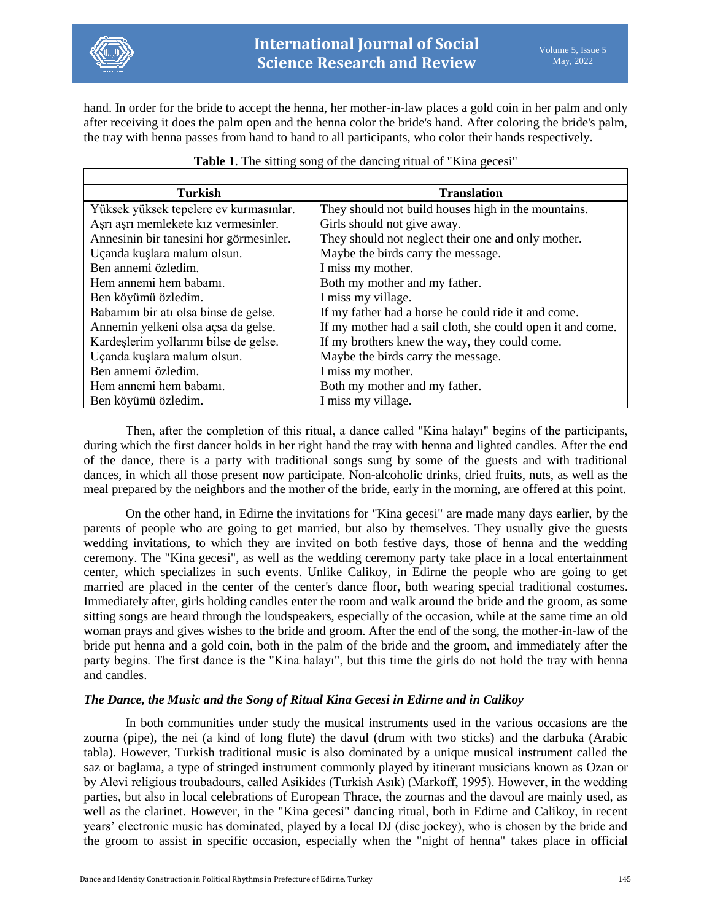hand. In order for the bride to accept the henna, her mother-in-law places a gold coin in her palm and only after receiving it does the palm open and the henna color the bride's hand. After coloring the bride's palm, the tray with henna passes from hand to hand to all participants, who color their hands respectively.

**Table 1**. The sitting song of the dancing ritual of "Kina gecesi"

| Turkish | Translation |
|---|---|
| Yüksek yüksek tepelere ev kurmasınlar. | They should not build houses high in the mountains. |
| Aşrı aşrı memlekete kız vermesinler. | Girls should not give away. |
| Annesinin bir tanesini hor görmesinler. | They should not neglect their one and only mother. |
| Uçanda kuşlara malum olsun. | Maybe the birds carry the message. |
| Ben annemi özledim. | I miss my mother. |
| Hem annemi hem babamı. | Both my mother and my father. |
| Ben köyümü özledim. | I miss my village. |
| Babamım bir atı olsa binse de gelse. | If my father had a horse he could ride it and come. |
| Annemin yelkeni olsa açsa da gelse. | If my mother had a sail cloth, she could open it and come. |
| Kardeşlerim yollarımı bilse de gelse. | If my brothers knew the way, they could come. |
| Uçanda kuşlara malum olsun. | Maybe the birds carry the message. |
| Ben annemi özledim. | I miss my mother. |
| Hem annemi hem babamı. | Both my mother and my father. |
| Ben köyümü özledim. | I miss my village. |

Then, after the completion of this ritual, a dance called "Kina halayı" begins of the participants, during which the first dancer holds in her right hand the tray with henna and lighted candles. After the end of the dance, there is a party with traditional songs sung by some of the guests and with traditional dances, in which all those present now participate. Non-alcoholic drinks, dried fruits, nuts, as well as the meal prepared by the neighbors and the mother of the bride, early in the morning, are offered at this point.

On the other hand, in Edirne the invitations for "Kina gecesi" are made many days earlier, by the parents of people who are going to get married, but also by themselves. They usually give the guests wedding invitations, to which they are invited on both festive days, those of henna and the wedding ceremony. The "Kina gecesi", as well as the wedding ceremony party take place in a local entertainment center, which specializes in such events. Unlike Calikoy, in Edirne the people who are going to get married are placed in the center of the center's dance floor, both wearing special traditional costumes. Immediately after, girls holding candles enter the room and walk around the bride and the groom, as some sitting songs are heard through the loudspeakers, especially of the occasion, while at the same time an old woman prays and gives wishes to the bride and groom. After the end of the song, the mother-in-law of the bride put henna and a gold coin, both in the palm of the bride and the groom, and immediately after the party begins. The first dance is the "Kina halayı", but this time the girls do not hold the tray with henna and candles.

### *The Dance, the Music and the Song of Ritual Kina Gecesi in Edirne and in Calikoy*

In both communities under study the musical instruments used in the various occasions are the zourna (pipe), the nei (a kind of long flute) the davul (drum with two sticks) and the darbuka (Arabic tabla). However, Turkish traditional music is also dominated by a unique musical instrument called the saz or baglama, a type of stringed instrument commonly played by itinerant musicians known as Ozan or by Alevi religious troubadours, called Asikides (Turkish Asık) (Markoff, 1995). However, in the wedding parties, but also in local celebrations of European Thrace, the zournas and the davoul are mainly used, as well as the clarinet. However, in the "Kina gecesi" dancing ritual, both in Edirne and Calikoy, in recent years' electronic music has dominated, played by a local DJ (disc jockey), who is chosen by the bride and the groom to assist in specific occasion, especially when the "night of henna" takes place in official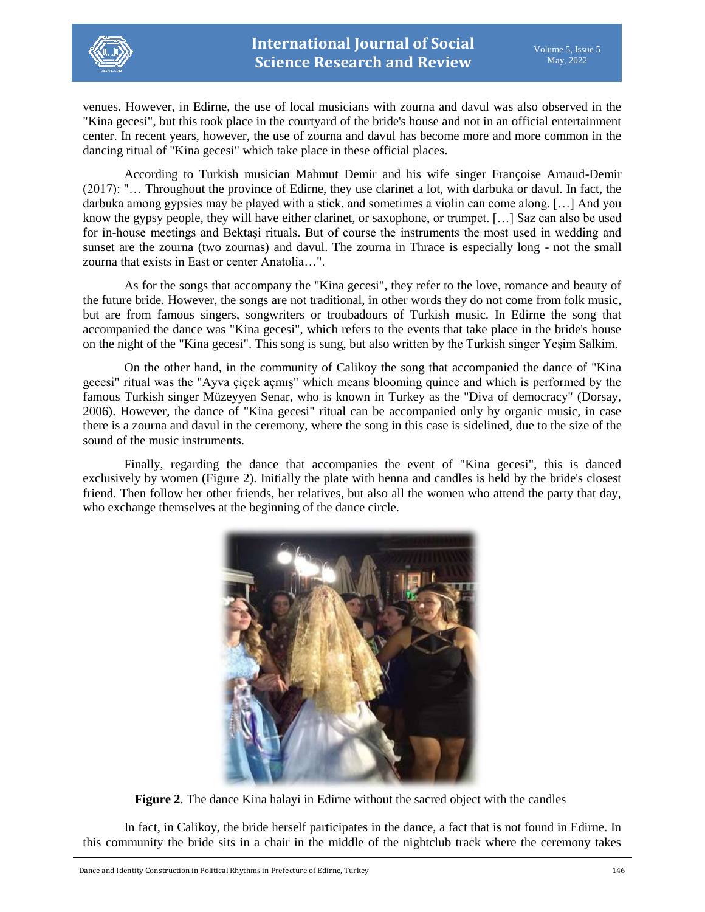venues. However, in Edirne, the use of local musicians with zourna and davul was also observed in the "Kina gecesi", but this took place in the courtyard of the bride's house and not in an official entertainment center. In recent years, however, the use of zourna and davul has become more and more common in the dancing ritual of "Kina gecesi" which take place in these official places.

According to Turkish musician Mahmut Demir and his wife singer Françoise Arnaud-Demir (2017): "… Throughout the province of Edirne, they use clarinet a lot, with darbuka or davul. In fact, the darbuka among gypsies may be played with a stick, and sometimes a violin can come along. […] And you know the gypsy people, they will have either clarinet, or saxophone, or trumpet. […] Saz can also be used for in-house meetings and Bektaşi rituals. But of course the instruments the most used in wedding and sunset are the zourna (two zournas) and davul. The zourna in Thrace is especially long - not the small zourna that exists in East or center Anatolia…".

As for the songs that accompany the "Kina gecesi", they refer to the love, romance and beauty of the future bride. However, the songs are not traditional, in other words they do not come from folk music, but are from famous singers, songwriters or troubadours of Turkish music. In Edirne the song that accompanied the dance was "Kina gecesi", which refers to the events that take place in the bride's house on the night of the "Kina gecesi". This song is sung, but also written by the Turkish singer Yeşim Salkim.

On the other hand, in the community of Calikoy the song that accompanied the dance of "Kina gecesi" ritual was the "Ayva çiçek açmış" which means blooming quince and which is performed by the famous Turkish singer Müzeyyen Senar, who is known in Turkey as the "Diva of democracy" (Dorsay, 2006). However, the dance of "Kina gecesi" ritual can be accompanied only by organic music, in case there is a zourna and davul in the ceremony, where the song in this case is sidelined, due to the size of the sound of the music instruments.

Finally, regarding the dance that accompanies the event of "Kina gecesi", this is danced exclusively by women (Figure 2). Initially the plate with henna and candles is held by the bride's closest friend. Then follow her other friends, her relatives, but also all the women who attend the party that day, who exchange themselves at the beginning of the dance circle.

**Figure 2**. The dance Kina halayi in Edirne without the sacred object with the candles

In fact, in Calikoy, the bride herself participates in the dance, a fact that is not found in Edirne. In this community the bride sits in a chair in the middle of the nightclub track where the ceremony takes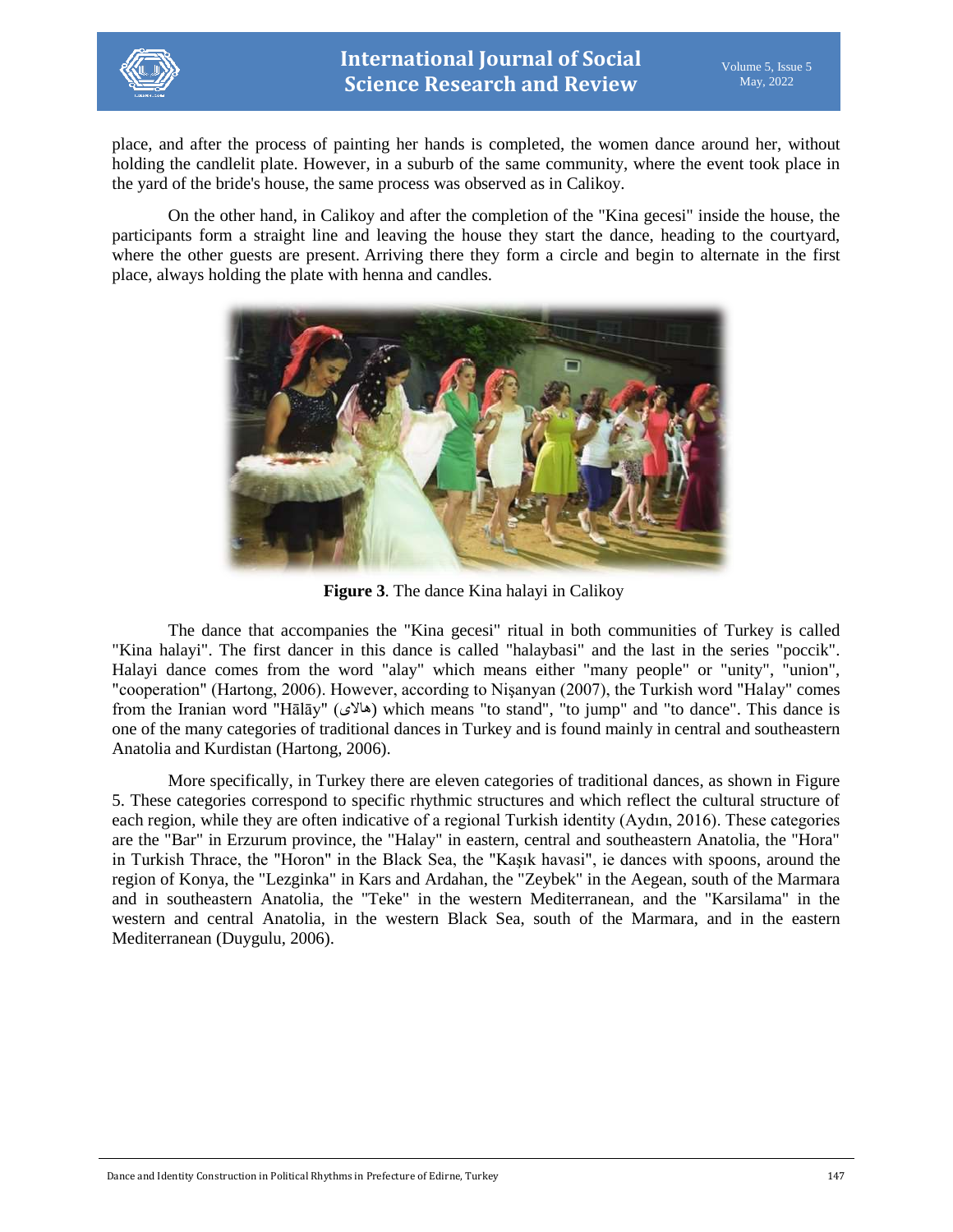place, and after the process of painting her hands is completed, the women dance around her, without holding the candlelit plate. However, in a suburb of the same community, where the event took place in the yard of the bride's house, the same process was observed as in Calikoy.

On the other hand, in Calikoy and after the completion of the "Kina gecesi" inside the house, the participants form a straight line and leaving the house they start the dance, heading to the courtyard, where the other guests are present. Arriving there they form a circle and begin to alternate in the first place, always holding the plate with henna and candles.

**Figure 3**. The dance Kina halayi in Calikoy

The dance that accompanies the "Kina gecesi" ritual in both communities of Turkey is called "Kina halayi". The first dancer in this dance is called "halaybasi" and the last in the series "poccik". Halayi dance comes from the word "alay" which means either "many people" or "unity", "union", "cooperation" (Hartong, 2006). However, according to Nişanyan (2007), the Turkish word "Halay" comes from the Iranian word "Hālāy" (هالای) which means "to stand", "to jump" and "to dance". This dance is one of the many categories of traditional dances in Turkey and is found mainly in central and southeastern Anatolia and Kurdistan (Hartong, 2006).

More specifically, in Turkey there are eleven categories of traditional dances, as shown in Figure 5. These categories correspond to specific rhythmic structures and which reflect the cultural structure of each region, while they are often indicative of a regional Turkish identity (Aydın, 2016). These categories are the "Bar" in Erzurum province, the "Halay" in eastern, central and southeastern Anatolia, the "Hora" in Turkish Thrace, the "Horon" in the Black Sea, the "Kaşık havasi", ie dances with spoons, around the region of Konya, the "Lezginka" in Kars and Ardahan, the "Zeybek" in the Aegean, south of the Marmara and in southeastern Anatolia, the "Teke" in the western Mediterranean, and the "Karsilama" in the western and central Anatolia, in the western Black Sea, south of the Marmara, and in the eastern Mediterranean (Duygulu, 2006).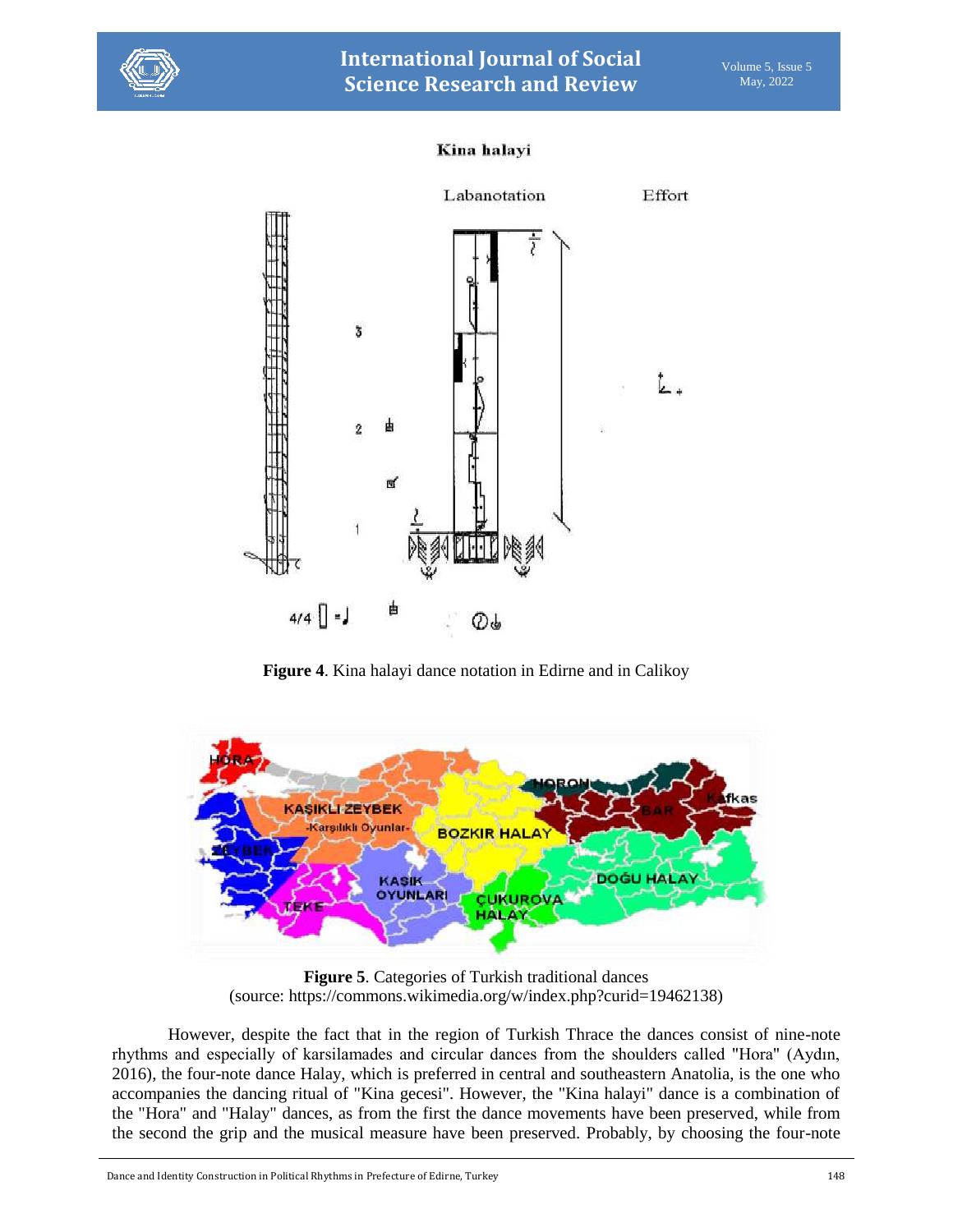**Figure 4**. Kina halayi dance notation in Edirne and in Calikoy

**Figure 5**. Categories of Turkish traditional dances
(source: https://commons.wikimedia.org/w/index.php?curid=19462138)

However, despite the fact that in the region of Turkish Thrace the dances consist of nine-note rhythms and especially of karsilamades and circular dances from the shoulders called "Hora" (Aydın, 2016), the four-note dance Halay, which is preferred in central and southeastern Anatolia, is the one who accompanies the dancing ritual of "Kina gecesi". However, the "Kina halayi" dance is a combination of the "Hora" and "Halay" dances, as from the first the dance movements have been preserved, while from the second the grip and the musical measure have been preserved. Probably, by choosing the four-note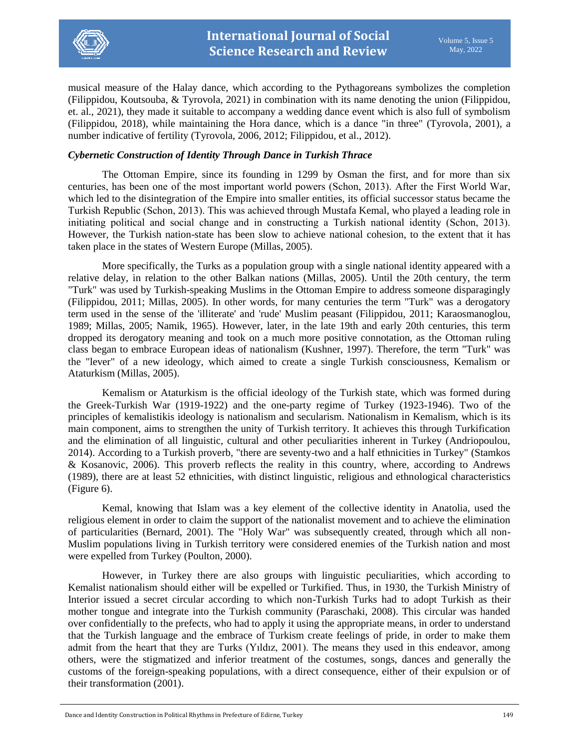musical measure of the Halay dance, which according to the Pythagoreans symbolizes the completion (Filippidou, Koutsouba, & Tyrovola, 2021) in combination with its name denoting the union (Filippidou, et. al., 2021), they made it suitable to accompany a wedding dance event which is also full of symbolism (Filippidou, 2018), while maintaining the Hora dance, which is a dance "in three" (Tyrovola, 2001), a number indicative of fertility (Tyrovola, 2006, 2012; Filippidou, et al., 2012).

### *Cybernetic Construction of Identity Through Dance in Turkish Thrace*

The Ottoman Empire, since its founding in 1299 by Osman the first, and for more than six centuries, has been one of the most important world powers (Schon, 2013). After the First World War, which led to the disintegration of the Empire into smaller entities, its official successor status became the Turkish Republic (Schon, 2013). This was achieved through Mustafa Kemal, who played a leading role in initiating political and social change and in constructing a Turkish national identity (Schon, 2013). However, the Turkish nation-state has been slow to achieve national cohesion, to the extent that it has taken place in the states of Western Europe (Millas, 2005).

More specifically, the Turks as a population group with a single national identity appeared with a relative delay, in relation to the other Balkan nations (Millas, 2005). Until the 20th century, the term "Turk" was used by Turkish-speaking Muslims in the Ottoman Empire to address someone disparagingly (Filippidou, 2011; Millas, 2005). In other words, for many centuries the term "Turk" was a derogatory term used in the sense of the 'illiterate' and 'rude' Muslim peasant (Filippidou, 2011; Karaosmanoglou, 1989; Millas, 2005; Namik, 1965). However, later, in the late 19th and early 20th centuries, this term dropped its derogatory meaning and took on a much more positive connotation, as the Ottoman ruling class began to embrace European ideas of nationalism (Kushner, 1997). Therefore, the term "Turk" was the "lever" of a new ideology, which aimed to create a single Turkish consciousness, Kemalism or Ataturkism (Millas, 2005).

Kemalism or Ataturkism is the official ideology of the Turkish state, which was formed during the Greek-Turkish War (1919-1922) and the one-party regime of Turkey (1923-1946). Two of the principles of kemalistikis ideology is nationalism and secularism. Nationalism in Kemalism, which is its main component, aims to strengthen the unity of Turkish territory. It achieves this through Turkification and the elimination of all linguistic, cultural and other peculiarities inherent in Turkey (Andriopoulou, 2014). According to a Turkish proverb, "there are seventy-two and a half ethnicities in Turkey" (Stamkos & Kosanovic, 2006). This proverb reflects the reality in this country, where, according to Andrews (1989), there are at least 52 ethnicities, with distinct linguistic, religious and ethnological characteristics (Figure 6).

Kemal, knowing that Islam was a key element of the collective identity in Anatolia, used the religious element in order to claim the support of the nationalist movement and to achieve the elimination of particularities (Bernard, 2001). The "Holy War" was subsequently created, through which all non-Muslim populations living in Turkish territory were considered enemies of the Turkish nation and most were expelled from Turkey (Poulton, 2000).

However, in Turkey there are also groups with linguistic peculiarities, which according to Kemalist nationalism should either will be expelled or Turkified. Thus, in 1930, the Turkish Ministry of Interior issued a secret circular according to which non-Turkish Turks had to adopt Turkish as their mother tongue and integrate into the Turkish community (Paraschaki, 2008). This circular was handed over confidentially to the prefects, who had to apply it using the appropriate means, in order to understand that the Turkish language and the embrace of Turkism create feelings of pride, in order to make them admit from the heart that they are Turks (Yıldız, 2001). The means they used in this endeavor, among others, were the stigmatized and inferior treatment of the costumes, songs, dances and generally the customs of the foreign-speaking populations, with a direct consequence, either of their expulsion or of their transformation (2001).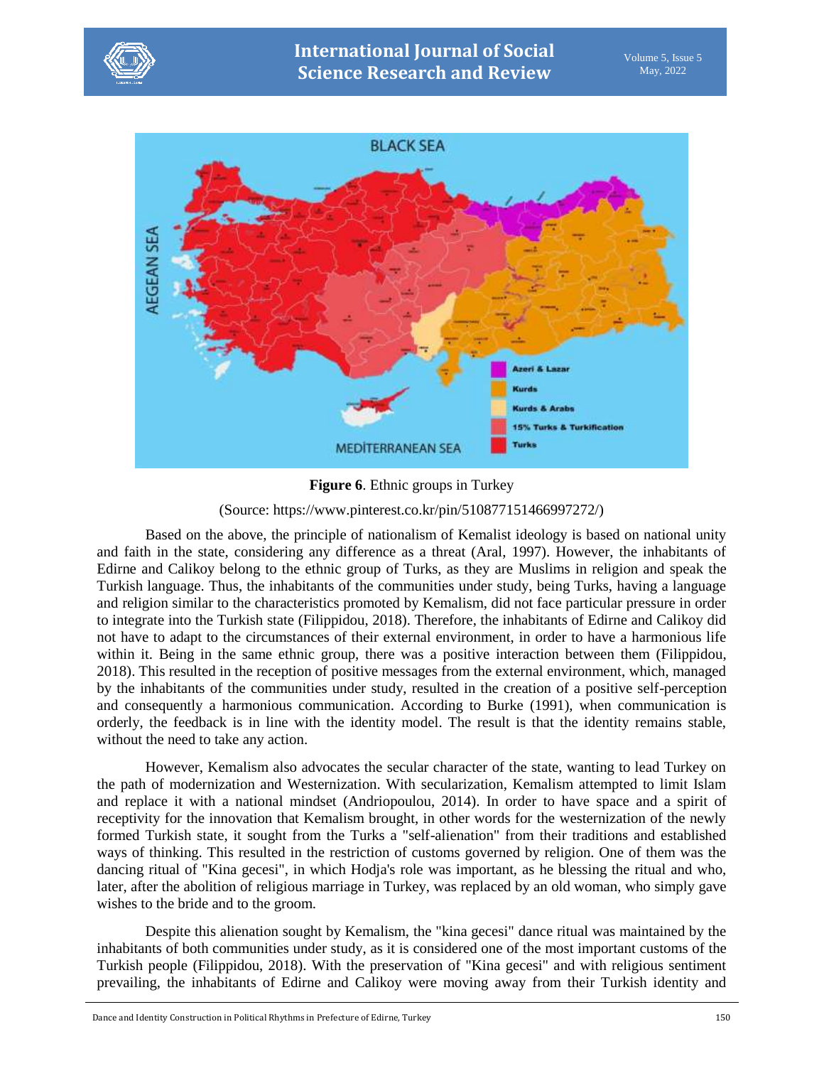**Figure 6**. Ethnic groups in Turkey

(Source: https://www.pinterest.co.kr/pin/510877151466997272/)

Based on the above, the principle of nationalism of Kemalist ideology is based on national unity and faith in the state, considering any difference as a threat (Aral, 1997). However, the inhabitants of Edirne and Calikoy belong to the ethnic group of Turks, as they are Muslims in religion and speak the Turkish language. Thus, the inhabitants of the communities under study, being Turks, having a language and religion similar to the characteristics promoted by Kemalism, did not face particular pressure in order to integrate into the Turkish state (Filippidou, 2018). Therefore, the inhabitants of Edirne and Calikoy did not have to adapt to the circumstances of their external environment, in order to have a harmonious life within it. Being in the same ethnic group, there was a positive interaction between them (Filippidou, 2018). This resulted in the reception of positive messages from the external environment, which, managed by the inhabitants of the communities under study, resulted in the creation of a positive self-perception and consequently a harmonious communication. According to Burke (1991), when communication is orderly, the feedback is in line with the identity model. The result is that the identity remains stable, without the need to take any action.

However, Kemalism also advocates the secular character of the state, wanting to lead Turkey on the path of modernization and Westernization. With secularization, Kemalism attempted to limit Islam and replace it with a national mindset (Andriopoulou, 2014). In order to have space and a spirit of receptivity for the innovation that Kemalism brought, in other words for the westernization of the newly formed Turkish state, it sought from the Turks a "self-alienation" from their traditions and established ways of thinking. This resulted in the restriction of customs governed by religion. One of them was the dancing ritual of "Kina gecesi", in which Hodja's role was important, as he blessing the ritual and who, later, after the abolition of religious marriage in Turkey, was replaced by an old woman, who simply gave wishes to the bride and to the groom.

Despite this alienation sought by Kemalism, the "kina gecesi" dance ritual was maintained by the inhabitants of both communities under study, as it is considered one of the most important customs of the Turkish people (Filippidou, 2018). With the preservation of "Kina gecesi" and with religious sentiment prevailing, the inhabitants of Edirne and Calikoy were moving away from their Turkish identity and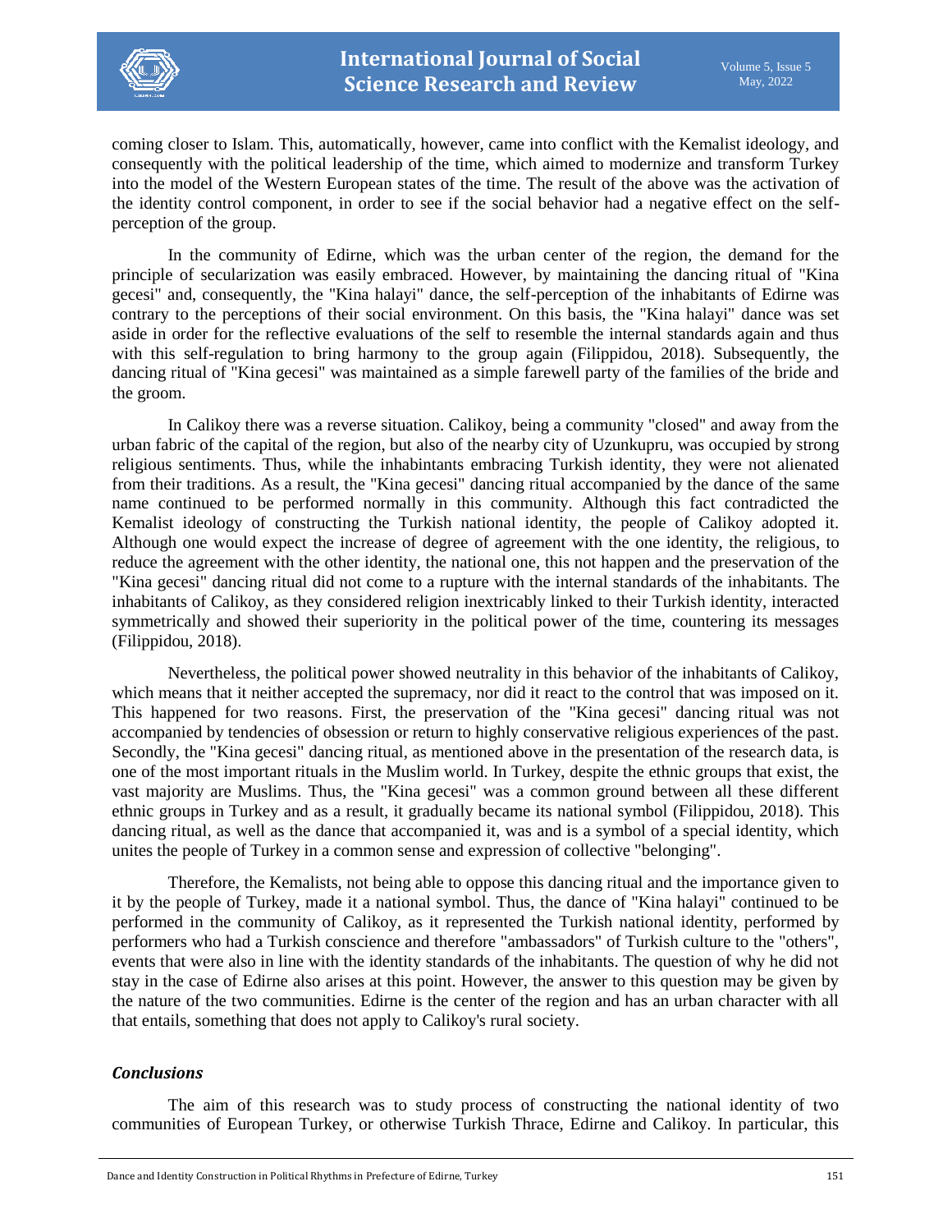coming closer to Islam. This, automatically, however, came into conflict with the Kemalist ideology, and consequently with the political leadership of the time, which aimed to modernize and transform Turkey into the model of the Western European states of the time. The result of the above was the activation of the identity control component, in order to see if the social behavior had a negative effect on the self-perception of the group.

In the community of Edirne, which was the urban center of the region, the demand for the principle of secularization was easily embraced. However, by maintaining the dancing ritual of "Kina gecesi" and, consequently, the "Kina halayi" dance, the self-perception of the inhabitants of Edirne was contrary to the perceptions of their social environment. On this basis, the "Kina halayi" dance was set aside in order for the reflective evaluations of the self to resemble the internal standards again and thus with this self-regulation to bring harmony to the group again (Filippidou, 2018). Subsequently, the dancing ritual of "Kina gecesi" was maintained as a simple farewell party of the families of the bride and the groom.

In Calikoy there was a reverse situation. Calikoy, being a community "closed" and away from the urban fabric of the capital of the region, but also of the nearby city of Uzunkupru, was occupied by strong religious sentiments. Thus, while the inhabitants embracing Turkish identity, they were not alienated from their traditions. As a result, the "Kina gecesi" dancing ritual accompanied by the dance of the same name continued to be performed normally in this community. Although this fact contradicted the Kemalist ideology of constructing the Turkish national identity, the people of Calikoy adopted it. Although one would expect the increase of degree of agreement with the one identity, the religious, to reduce the agreement with the other identity, the national one, this not happen and the preservation of the "Kina gecesi" dancing ritual did not come to a rupture with the internal standards of the inhabitants. The inhabitants of Calikoy, as they considered religion inextricably linked to their Turkish identity, interacted symmetrically and showed their superiority in the political power of the time, countering its messages (Filippidou, 2018).

Nevertheless, the political power showed neutrality in this behavior of the inhabitants of Calikoy, which means that it neither accepted the supremacy, nor did it react to the control that was imposed on it. This happened for two reasons. First, the preservation of the "Kina gecesi" dancing ritual was not accompanied by tendencies of obsession or return to highly conservative religious experiences of the past. Secondly, the "Kina gecesi" dancing ritual, as mentioned above in the presentation of the research data, is one of the most important rituals in the Muslim world. In Turkey, despite the ethnic groups that exist, the vast majority are Muslims. Thus, the "Kina gecesi" was a common ground between all these different ethnic groups in Turkey and as a result, it gradually became its national symbol (Filippidou, 2018). This dancing ritual, as well as the dance that accompanied it, was and is a symbol of a special identity, which unites the people of Turkey in a common sense and expression of collective "belonging".

Therefore, the Kemalists, not being able to oppose this dancing ritual and the importance given to it by the people of Turkey, made it a national symbol. Thus, the dance of "Kina halayi" continued to be performed in the community of Calikoy, as it represented the Turkish national identity, performed by performers who had a Turkish conscience and therefore "ambassadors" of Turkish culture to the "others", events that were also in line with the identity standards of the inhabitants. The question of why he did not stay in the case of Edirne also arises at this point. However, the answer to this question may be given by the nature of the two communities. Edirne is the center of the region and has an urban character with all that entails, something that does not apply to Calikoy's rural society.

### *Conclusions*

The aim of this research was to study process of constructing the national identity of two communities of European Turkey, or otherwise Turkish Thrace, Edirne and Calikoy. In particular, this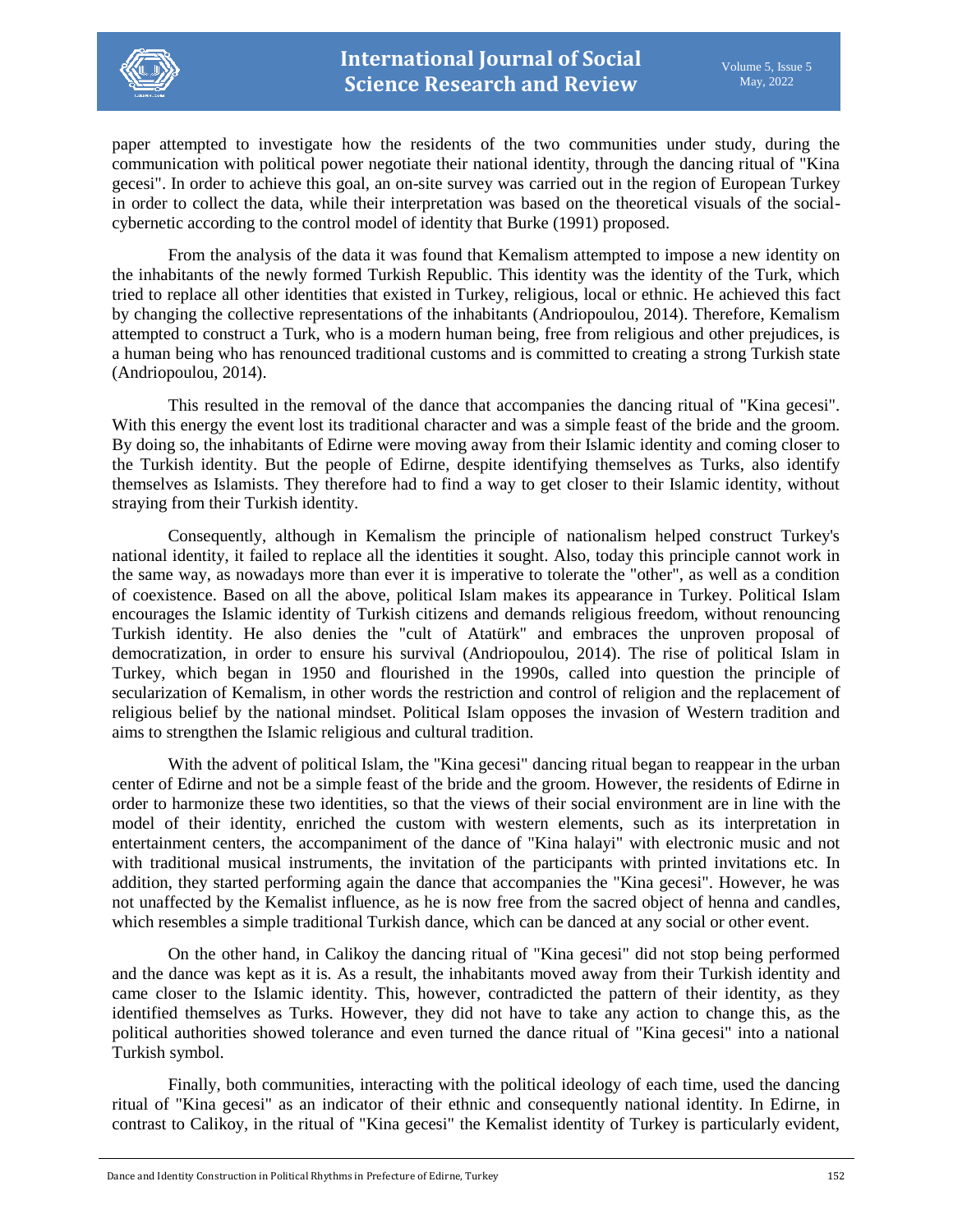paper attempted to investigate how the residents of the two communities under study, during the communication with political power negotiate their national identity, through the dancing ritual of "Kina gecesi". In order to achieve this goal, an on-site survey was carried out in the region of European Turkey in order to collect the data, while their interpretation was based on the theoretical visuals of the social-cybernetic according to the control model of identity that Burke (1991) proposed.

From the analysis of the data it was found that Kemalism attempted to impose a new identity on the inhabitants of the newly formed Turkish Republic. This identity was the identity of the Turk, which tried to replace all other identities that existed in Turkey, religious, local or ethnic. He achieved this fact by changing the collective representations of the inhabitants (Andriopoulou, 2014). Therefore, Kemalism attempted to construct a Turk, who is a modern human being, free from religious and other prejudices, is a human being who has renounced traditional customs and is committed to creating a strong Turkish state (Andriopoulou, 2014).

This resulted in the removal of the dance that accompanies the dancing ritual of "Kina gecesi". With this energy the event lost its traditional character and was a simple feast of the bride and the groom. By doing so, the inhabitants of Edirne were moving away from their Islamic identity and coming closer to the Turkish identity. But the people of Edirne, despite identifying themselves as Turks, also identify themselves as Islamists. They therefore had to find a way to get closer to their Islamic identity, without straying from their Turkish identity.

Consequently, although in Kemalism the principle of nationalism helped construct Turkey's national identity, it failed to replace all the identities it sought. Also, today this principle cannot work in the same way, as nowadays more than ever it is imperative to tolerate the "other", as well as a condition of coexistence. Based on all the above, political Islam makes its appearance in Turkey. Political Islam encourages the Islamic identity of Turkish citizens and demands religious freedom, without renouncing Turkish identity. He also denies the "cult of Atatürk" and embraces the unproven proposal of democratization, in order to ensure his survival (Andriopoulou, 2014). The rise of political Islam in Turkey, which began in 1950 and flourished in the 1990s, called into question the principle of secularization of Kemalism, in other words the restriction and control of religion and the replacement of religious belief by the national mindset. Political Islam opposes the invasion of Western tradition and aims to strengthen the Islamic religious and cultural tradition.

With the advent of political Islam, the "Kina gecesi" dancing ritual began to reappear in the urban center of Edirne and not be a simple feast of the bride and the groom. However, the residents of Edirne in order to harmonize these two identities, so that the views of their social environment are in line with the model of their identity, enriched the custom with western elements, such as its interpretation in entertainment centers, the accompaniment of the dance of "Kina halayi" with electronic music and not with traditional musical instruments, the invitation of the participants with printed invitations etc. In addition, they started performing again the dance that accompanies the "Kina gecesi". However, he was not unaffected by the Kemalist influence, as he is now free from the sacred object of henna and candles, which resembles a simple traditional Turkish dance, which can be danced at any social or other event.

On the other hand, in Calikoy the dancing ritual of "Kina gecesi" did not stop being performed and the dance was kept as it is. As a result, the inhabitants moved away from their Turkish identity and came closer to the Islamic identity. This, however, contradicted the pattern of their identity, as they identified themselves as Turks. However, they did not have to take any action to change this, as the political authorities showed tolerance and even turned the dance ritual of "Kina gecesi" into a national Turkish symbol.

Finally, both communities, interacting with the political ideology of each time, used the dancing ritual of "Kina gecesi" as an indicator of their ethnic and consequently national identity. In Edirne, in contrast to Calikoy, in the ritual of "Kina gecesi" the Kemalist identity of Turkey is particularly evident,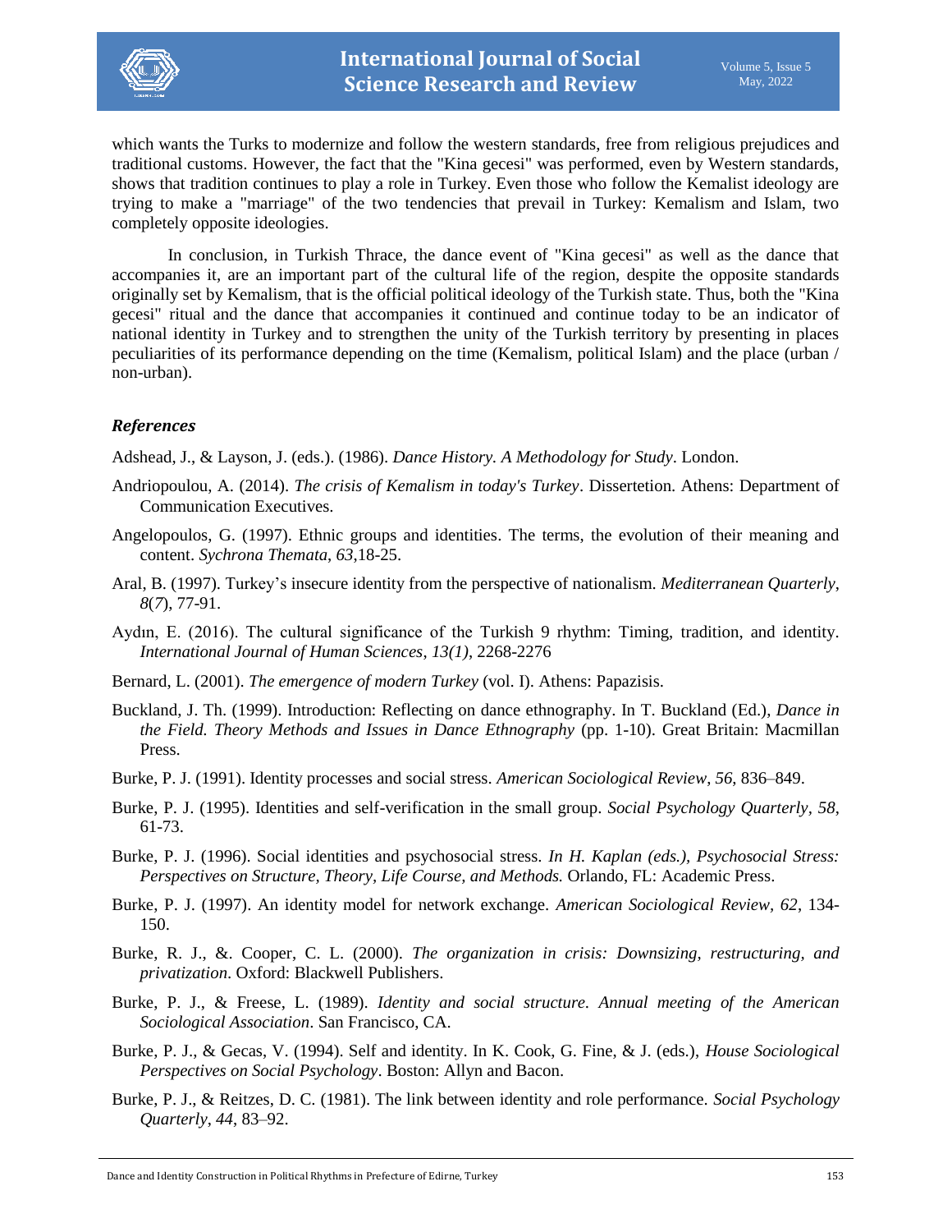which wants the Turks to modernize and follow the western standards, free from religious prejudices and traditional customs. However, the fact that the "Kina gecesi" was performed, even by Western standards, shows that tradition continues to play a role in Turkey. Even those who follow the Kemalist ideology are trying to make a "marriage" of the two tendencies that prevail in Turkey: Kemalism and Islam, two completely opposite ideologies.

In conclusion, in Turkish Thrace, the dance event of "Kina gecesi" as well as the dance that accompanies it, are an important part of the cultural life of the region, despite the opposite standards originally set by Kemalism, that is the official political ideology of the Turkish state. Thus, both the "Kina gecesi" ritual and the dance that accompanies it continued and continue today to be an indicator of national identity in Turkey and to strengthen the unity of the Turkish territory by presenting in places peculiarities of its performance depending on the time (Kemalism, political Islam) and the place (urban / non-urban).

### *References*

Adshead, J., & Layson, J. (eds.). (1986). *Dance History. A Methodology for Study*. London.

Andriopoulou, A. (2014). *The crisis of Kemalism in today's Turkey*. Dissertetion. Athens: Department of Communication Executives.

Angelopoulos, G. (1997). Ethnic groups and identities. The terms, the evolution of their meaning and content. *Sychrona Themata*, *63*,18-25.

Aral, B. (1997). Turkey's insecure identity from the perspective of nationalism. *Mediterranean Quarterly*, *8*(*7*), 77-91.

Aydın, E. (2016). The cultural significance of the Turkish 9 rhythm: Timing, tradition, and identity. *International Journal of Human Sciences*, *13(1)*, 2268-2276

Bernard, L. (2001). *The emergence of modern Turkey* (vol. I). Athens: Papazisis.

Buckland, J. Th. (1999). Introduction: Reflecting on dance ethnography. In T. Buckland (Ed.), *Dance in the Field. Theory Methods and Issues in Dance Ethnography* (pp. 1-10). Great Britain: Macmillan Press.

Burke, P. J. (1991). Identity processes and social stress. *American Sociological Review*, *56*, 836–849.

Burke, P. J. (1995). Identities and self-verification in the small group. *Social Psychology Quarterly*, *58*, 61-73.

Burke, P. J. (1996). Social identities and psychosocial stress. *In H. Kaplan (eds.), Psychosocial Stress: Perspectives on Structure, Theory, Life Course, and Methods.* Orlando, FL: Academic Press.

Burke, P. J. (1997). An identity model for network exchange. *American Sociological Review*, *62*, 134-150.

Burke, R. J., &. Cooper, C. L. (2000). *The organization in crisis: Downsizing, restructuring, and privatization*. Oxford: Blackwell Publishers.

Burke, P. J., & Freese, L. (1989). *Identity and social structure. Annual meeting of the American Sociological Association*. San Francisco, CA.

Burke, P. J., & Gecas, V. (1994). Self and identity. In K. Cook, G. Fine, & J. (eds.), *House Sociological Perspectives on Social Psychology*. Boston: Allyn and Bacon.

Burke, P. J., & Reitzes, D. C. (1981). The link between identity and role performance. *Social Psychology Quarterly*, *44*, 83–92.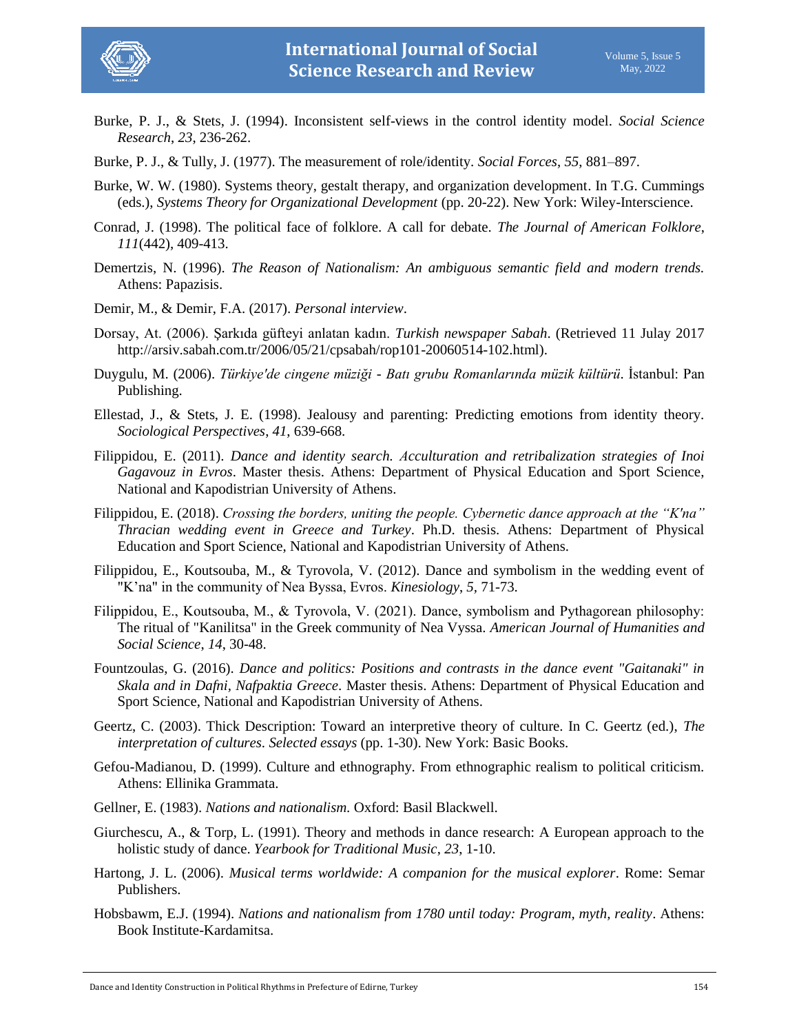Burke, P. J., & Stets, J. (1994). Inconsistent self-views in the control identity model. *Social Science Research*, *23*, 236-262.

Burke, P. J., & Tully, J. (1977). The measurement of role/identity. *Social Forces*, *55*, 881–897.

Burke, W. W. (1980). Systems theory, gestalt therapy, and organization development. In T.G. Cummings (eds.), *Systems Theory for Organizational Development* (pp. 20-22). New York: Wiley-Interscience.

Conrad, J. (1998). The political face of folklore. A call for debate. *The Journal of American Folklore*, *111*(442), 409-413.

Demertzis, N. (1996). *The Reason of Nationalism: An ambiguous semantic field and modern trends.* Athens: Papazisis.

Demir, M., & Demir, F.A. (2017). *Personal interview*.

Dorsay, At. (2006). Şarkıda güfteyi anlatan kadın. *Turkish newspaper Sabah*. (Retrieved 11 Julay 2017 http://arsiv.sabah.com.tr/2006/05/21/cpsabah/rop101-20060514-102.html).

Duygulu, M. (2006). *Türkiye'de cingene müziği - Batı grubu Romanlarında müzik kültürü*. İstanbul: Pan Publishing.

Ellestad, J., & Stets, J. E. (1998). Jealousy and parenting: Predicting emotions from identity theory. *Sociological Perspectives*, *41*, 639-668.

Filippidou, E. (2011). *Dance and identity search. Acculturation and retribalization strategies of Inoi Gagavouz in Evros*. Master thesis. Athens: Department of Physical Education and Sport Science, National and Kapodistrian University of Athens.

Filippidou, E. (2018). *Crossing the borders, uniting the people. Cybernetic dance approach at the "K'na" Thracian wedding event in Greece and Turkey*. Ph.D. thesis. Athens: Department of Physical Education and Sport Science, National and Kapodistrian University of Athens.

Filippidou, E., Koutsouba, M., & Tyrovola, V. (2012). Dance and symbolism in the wedding event of "K'na" in the community of Nea Byssa, Evros. *Kinesiology*, *5*, 71-73.

Filippidou, E., Koutsouba, M., & Tyrovola, V. (2021). Dance, symbolism and Pythagorean philosophy: The ritual of "Kanilitsa" in the Greek community of Nea Vyssa. *American Journal of Humanities and Social Science*, *14*, 30-48.

Fountzoulas, G. (2016). *Dance and politics: Positions and contrasts in the dance event "Gaitanaki" in Skala and in Dafni, Nafpaktia Greece*. Master thesis. Athens: Department of Physical Education and Sport Science, National and Kapodistrian University of Athens.

Geertz, C. (2003). Thick Description: Toward an interpretive theory of culture. In C. Geertz (ed.), *The interpretation of cultures. Selected essays* (pp. 1-30). New York: Basic Books.

Gefou-Madianou, D. (1999). Culture and ethnography. From ethnographic realism to political criticism. Athens: Ellinika Grammata.

Gellner, E. (1983). *Nations and nationalism.* Oxford: Basil Blackwell.

Giurchescu, A., & Torp, L. (1991). Theory and methods in dance research: A European approach to the holistic study of dance. *Yearbook for Traditional Music*, *23*, 1-10.

Hartong, J. L. (2006). *Musical terms worldwide: A companion for the musical explorer*. Rome: Semar Publishers.

Hobsbawm, E.J. (1994). *Nations and nationalism from 1780 until today: Program, myth, reality*. Athens: Book Institute-Kardamitsa.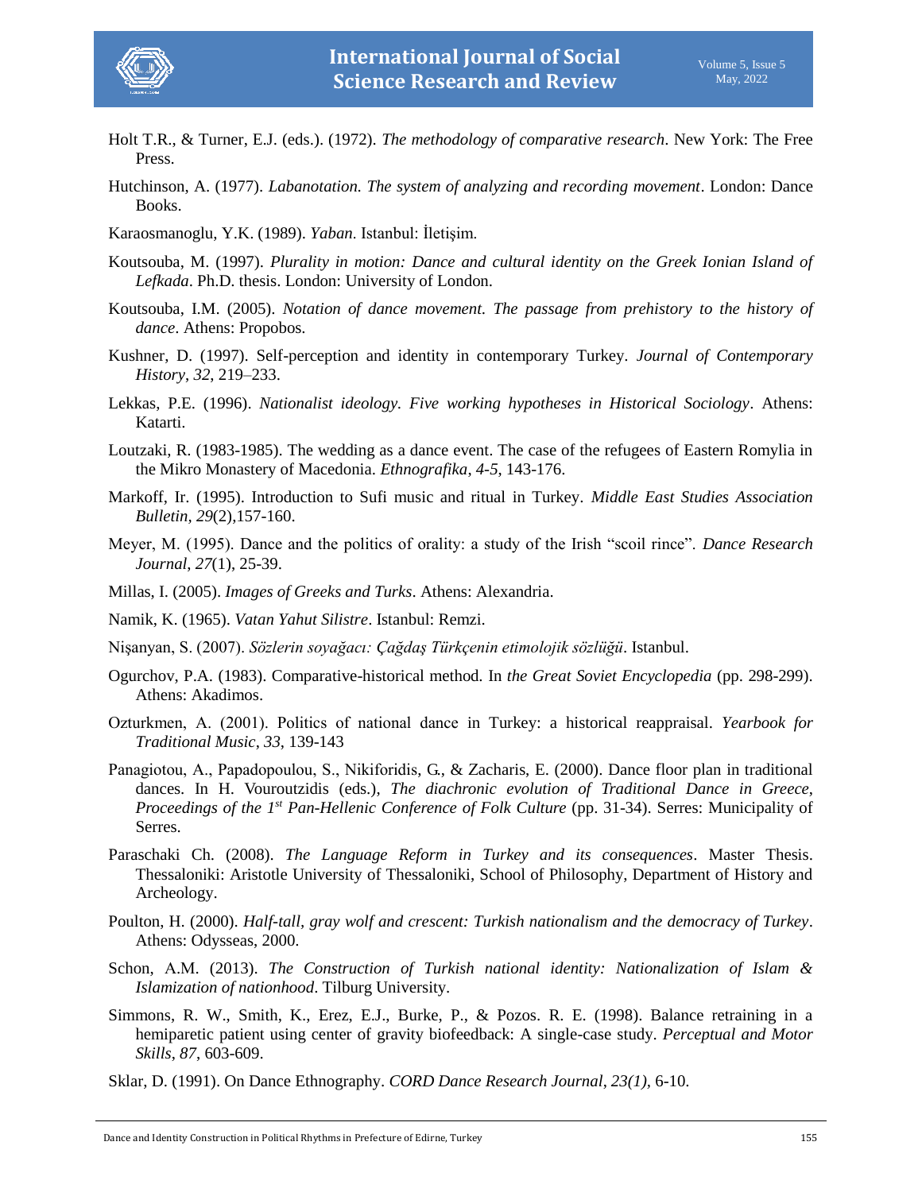Holt T.R., & Turner, E.J. (eds.). (1972). *The methodology of comparative research*. New York: The Free Press.

Hutchinson, A. (1977). *Labanotation. The system of analyzing and recording movement*. London: Dance Books.

Karaosmanoglu, Y.K. (1989). *Yaban*. Istanbul: İletişim.

Koutsouba, M. (1997). *Plurality in motion: Dance and cultural identity on the Greek Ionian Island of Lefkada*. Ph.D. thesis. London: University of London.

Koutsouba, I.M. (2005). *Notation of dance movement. The passage from prehistory to the history of dance*. Athens: Propobos.

Kushner, D. (1997). Self-perception and identity in contemporary Turkey. *Journal of Contemporary History*, *32*, 219–233.

Lekkas, P.E. (1996). *Nationalist ideology. Five working hypotheses in Historical Sociology*. Athens: Katarti.

Loutzaki, R. (1983-1985). The wedding as a dance event. The case of the refugees of Eastern Romylia in the Mikro Monastery of Macedonia. *Ethnografika*, *4-5*, 143-176.

Markoff, Ir. (1995). Introduction to Sufi music and ritual in Turkey. *Middle East Studies Association Bulletin, 29*(2),157-160.

Meyer, M. (1995). Dance and the politics of orality: a study of the Irish "scoil rince". *Dance Research Journal*, *27*(1), 25-39.

Millas, I. (2005). *Images of Greeks and Turks*. Athens: Alexandria.

Namik, K. (1965). *Vatan Yahut Silistre*. Istanbul: Remzi.

Nişanyan, S. (2007). *Sözlerin soyağacı: Çağdaş Türkçenin etimolojik sözlüğü*. Istanbul.

Ogurchov, P.A. (1983). Comparative-historical method. In *the Great Soviet Encyclopedia* (pp. 298-299). Athens: Akadimos.

Ozturkmen, A. (2001). Politics of national dance in Turkey: a historical reappraisal. *Yearbook for Traditional Music*, *33*, 139-143

Panagiotou, A., Papadopoulou, S., Nikiforidis, G., & Zacharis, E. (2000). Dance floor plan in traditional dances. In H. Vouroutzidis (eds.), *The diachronic evolution of Traditional Dance in Greece, Proceedings of the 1st Pan-Hellenic Conference of Folk Culture* (pp. 31-34). Serres: Municipality of Serres.

Paraschaki Ch. (2008). *The Language Reform in Turkey and its consequences*. Master Thesis. Thessaloniki: Aristotle University of Thessaloniki, School of Philosophy, Department of History and Archeology.

Poulton, H. (2000). *Half-tall, gray wolf and crescent: Turkish nationalism and the democracy of Turkey*. Athens: Odysseas, 2000.

Schon, A.M. (2013). *The Construction of Turkish national identity: Nationalization of Islam & Islamization of nationhood*. Tilburg University.

Simmons, R. W., Smith, K., Erez, E.J., Burke, P., & Pozos. R. E. (1998). Balance retraining in a hemiparetic patient using center of gravity biofeedback: A single-case study. *Perceptual and Motor Skills*, *87*, 603-609.

Sklar, D. (1991). On Dance Ethnography. *CORD Dance Research Journal*, *23(1)*, 6-10.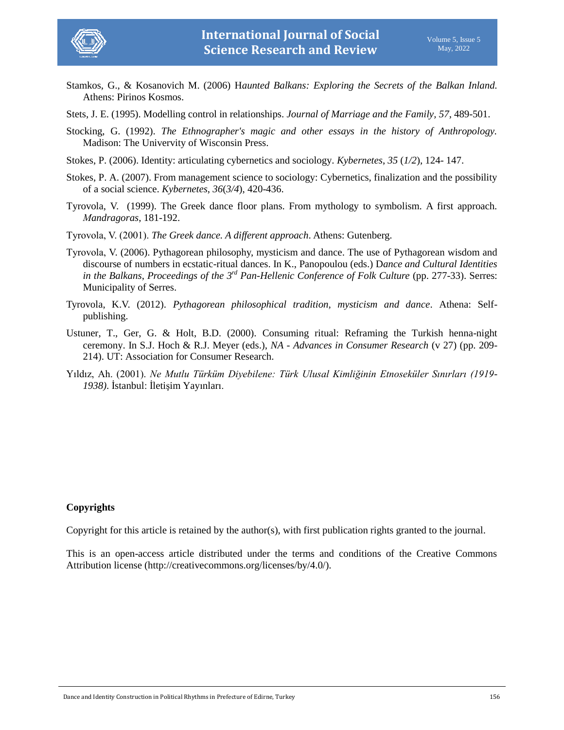Stamkos, G., & Kosanovich M. (2006) H*aunted Balkans: Exploring the Secrets of the Balkan Inland.* Athens: Pirinos Kosmos.

Stets, J. E. (1995). Modelling control in relationships. *Journal of Marriage and the Family, 57*, 489-501.

Stocking, G. (1992). *The Ethnographer's magic and other essays in the history of Anthropology.* Madison: The Univervity of Wisconsin Press.

Stokes, P. (2006). Identity: articulating cybernetics and sociology. *Kybernetes*, *35* (*1/2*), 124- 147.

Stokes, P. A. (2007). From management science to sociology: Cybernetics, finalization and the possibility of a social science. *Kybernetes*, *36*(*3/4*), 420-436.

Tyrovola, V. (1999). The Greek dance floor plans. From mythology to symbolism. A first approach. *Mandragoras*, 181-192.

Tyrovola, V. (2001). *The Greek dance. A different approach*. Athens: Gutenberg.

Tyrovola, V. (2006). Pythagorean philosophy, mysticism and dance. The use of Pythagorean wisdom and discourse of numbers in ecstatic-ritual dances. In K., Panopoulou (eds.) D*ance and Cultural Identities in the Balkans, Proceedings of the 3rd Pan-Hellenic Conference of Folk Culture* (pp. 277-33). Serres: Municipality of Serres.

Tyrovola, K.V. (2012). *Pythagorean philosophical tradition, mysticism and dance*. Athena: Self-publishing.

Ustuner, T., Ger, G. & Holt, B.D. (2000). Consuming ritual: Reframing the Turkish henna-night ceremony. In S.J. Hoch & R.J. Meyer (eds.), *NA - Advances in Consumer Research* (v 27) (pp. 209-214). UT: Association for Consumer Research.

Yıldız, Ah. (2001). *Ne Mutlu Türküm Diyebilene: Türk Ulusal Kimliğinin Etnoseküler Sınırları (1919-1938)*. İstanbul: İletişim Yayınları.

**Copyrights**

Copyright for this article is retained by the author(s), with first publication rights granted to the journal.

This is an open-access article distributed under the terms and conditions of the Creative Commons Attribution license (http://creativecommons.org/licenses/by/4.0/).